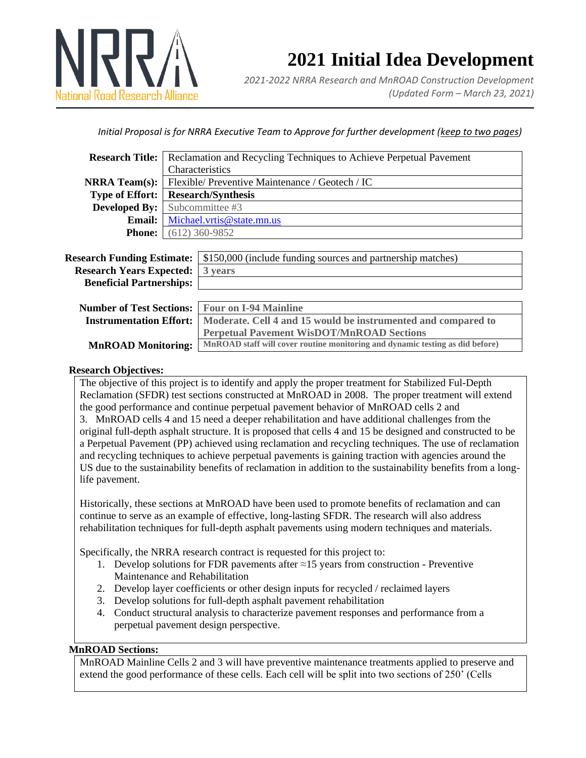# 2021 Initial Idea Development

*2021-2022 NRRA Research and MnROAD Construction Development*
*(Updated Form – March 23, 2021)*

*Initial Proposal is for NRRA Executive Team to Approve for further development (keep to two pages)*

| | |
|---|---|
| **Research Title:** | Reclamation and Recycling Techniques to Achieve Perpetual Pavement Characteristics |
| **NRRA Team(s):** | Flexible/ Preventive Maintenance / Geotech / IC |
| **Type of Effort:** | **Research/Synthesis** |
| **Developed By:** | Subcommittee #3 |
| **Email:** | Michael.vrtis@state.mn.us |
| **Phone:** | (612) 360-9852 |

| | |
|---|---|
| **Research Funding Estimate:** | $150,000 (include funding sources and partnership matches) |
| **Research Years Expected:** | **3 years** |
| **Beneficial Partnerships:** | |

| | |
|---|---|
| **Number of Test Sections:** | **Four on I-94 Mainline** |
| **Instrumentation Effort:** | **Moderate. Cell 4 and 15 would be instrumented and compared to Perpetual Pavement WisDOT/MnROAD Sections** |
| **MnROAD Monitoring:** | **MnROAD staff will cover routine monitoring and dynamic testing as did before)** |

**Research Objectives:**

The objective of this project is to identify and apply the proper treatment for Stabilized Ful-Depth Reclamation (SFDR) test sections constructed at MnROAD in 2008. The proper treatment will extend the good performance and continue perpetual pavement behavior of MnROAD cells 2 and 3. MnROAD cells 4 and 15 need a deeper rehabilitation and have additional challenges from the original full-depth asphalt structure. It is proposed that cells 4 and 15 be designed and constructed to be a Perpetual Pavement (PP) achieved using reclamation and recycling techniques. The use of reclamation and recycling techniques to achieve perpetual pavements is gaining traction with agencies around the US due to the sustainability benefits of reclamation in addition to the sustainability benefits from a long-life pavement.

Historically, these sections at MnROAD have been used to promote benefits of reclamation and can continue to serve as an example of effective, long-lasting SFDR. The research will also address rehabilitation techniques for full-depth asphalt pavements using modern techniques and materials.

Specifically, the NRRA research contract is requested for this project to:

1. Develop solutions for FDR pavements after ≈15 years from construction - Preventive Maintenance and Rehabilitation
2. Develop layer coefficients or other design inputs for recycled / reclaimed layers
3. Develop solutions for full-depth asphalt pavement rehabilitation
4. Conduct structural analysis to characterize pavement responses and performance from a perpetual pavement design perspective.

**MnROAD Sections:**

MnROAD Mainline Cells 2 and 3 will have preventive maintenance treatments applied to preserve and extend the good performance of these cells. Each cell will be split into two sections of 250' (Cells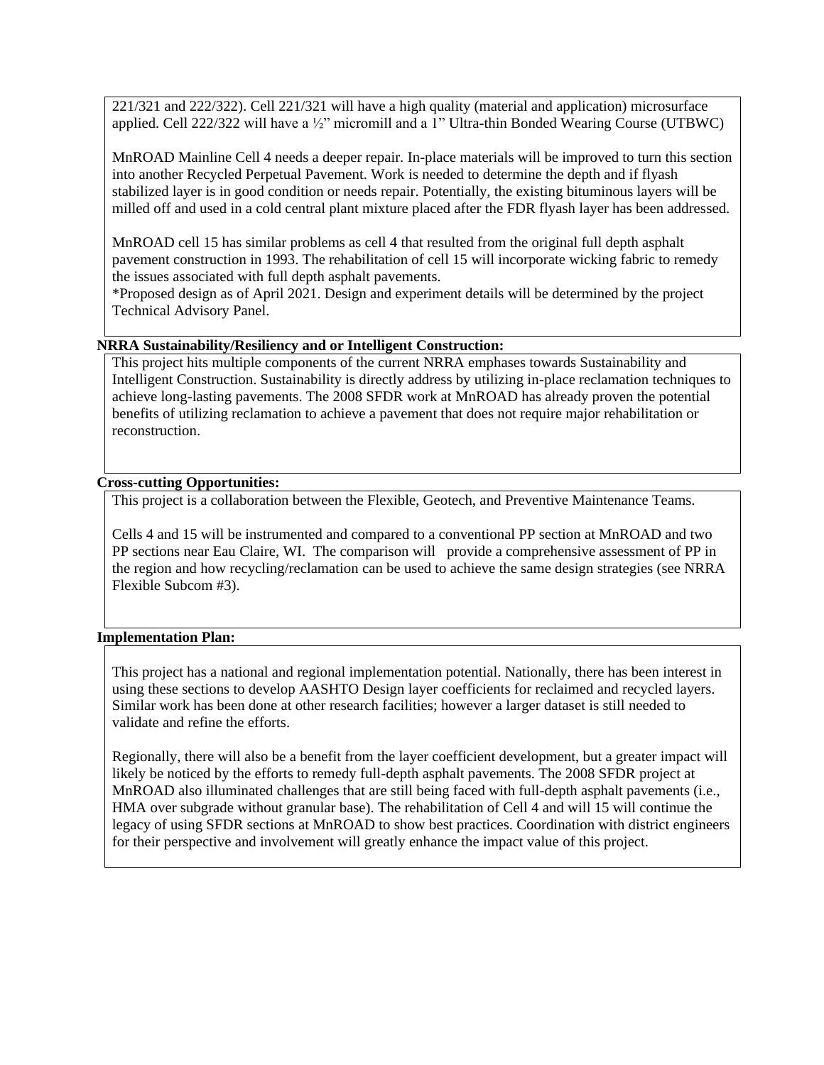221/321 and 222/322). Cell 221/321 will have a high quality (material and application) microsurface applied. Cell 222/322 will have a ½" micromill and a 1" Ultra-thin Bonded Wearing Course (UTBWC)

MnROAD Mainline Cell 4 needs a deeper repair. In-place materials will be improved to turn this section into another Recycled Perpetual Pavement. Work is needed to determine the depth and if flyash stabilized layer is in good condition or needs repair. Potentially, the existing bituminous layers will be milled off and used in a cold central plant mixture placed after the FDR flyash layer has been addressed.

MnROAD cell 15 has similar problems as cell 4 that resulted from the original full depth asphalt pavement construction in 1993. The rehabilitation of cell 15 will incorporate wicking fabric to remedy the issues associated with full depth asphalt pavements.
*Proposed design as of April 2021. Design and experiment details will be determined by the project Technical Advisory Panel.

**NRRA Sustainability/Resiliency and or Intelligent Construction:**

This project hits multiple components of the current NRRA emphases towards Sustainability and Intelligent Construction. Sustainability is directly address by utilizing in-place reclamation techniques to achieve long-lasting pavements. The 2008 SFDR work at MnROAD has already proven the potential benefits of utilizing reclamation to achieve a pavement that does not require major rehabilitation or reconstruction.

**Cross-cutting Opportunities:**

This project is a collaboration between the Flexible, Geotech, and Preventive Maintenance Teams.

Cells 4 and 15 will be instrumented and compared to a conventional PP section at MnROAD and two PP sections near Eau Claire, WI. The comparison will provide a comprehensive assessment of PP in the region and how recycling/reclamation can be used to achieve the same design strategies (see NRRA Flexible Subcom #3).

**Implementation Plan:**

This project has a national and regional implementation potential. Nationally, there has been interest in using these sections to develop AASHTO Design layer coefficients for reclaimed and recycled layers. Similar work has been done at other research facilities; however a larger dataset is still needed to validate and refine the efforts.

Regionally, there will also be a benefit from the layer coefficient development, but a greater impact will likely be noticed by the efforts to remedy full-depth asphalt pavements. The 2008 SFDR project at MnROAD also illuminated challenges that are still being faced with full-depth asphalt pavements (i.e., HMA over subgrade without granular base). The rehabilitation of Cell 4 and will 15 will continue the legacy of using SFDR sections at MnROAD to show best practices. Coordination with district engineers for their perspective and involvement will greatly enhance the impact value of this project.